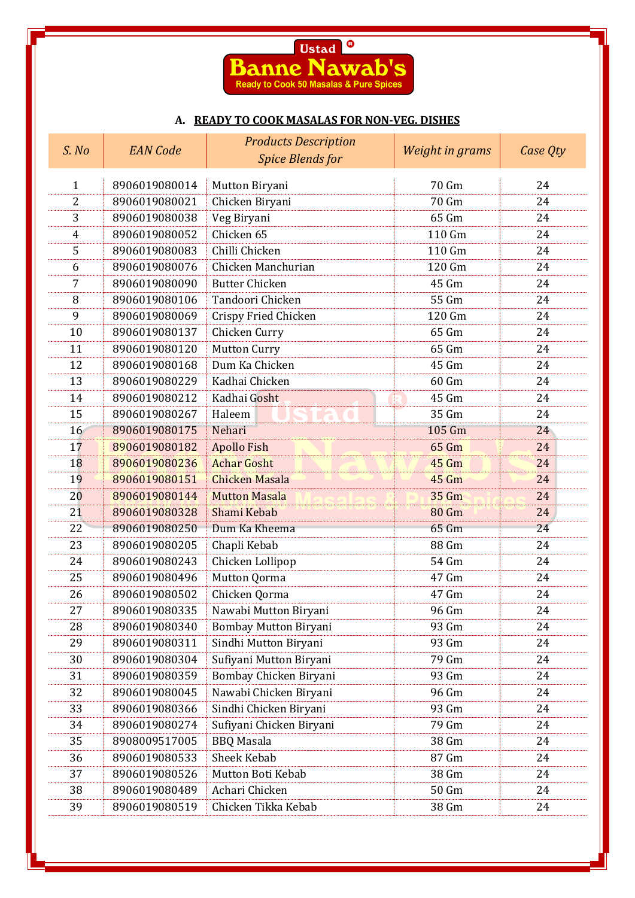# Ustad® Banne Nawab's

Ready to Cook 50 Masalas & Pure Spices

## A. READY TO COOK MASALAS FOR NON-VEG. DISHES

| S. No | EAN Code | Products Description Spice Blends for | Weight in grams | Case Qty |
|---|---|---|---|---|
| 1 | 8906019080014 | Mutton Biryani | 70 Gm | 24 |
| 2 | 8906019080021 | Chicken Biryani | 70 Gm | 24 |
| 3 | 8906019080038 | Veg Biryani | 65 Gm | 24 |
| 4 | 8906019080052 | Chicken 65 | 110 Gm | 24 |
| 5 | 8906019080083 | Chilli Chicken | 110 Gm | 24 |
| 6 | 8906019080076 | Chicken Manchurian | 120 Gm | 24 |
| 7 | 8906019080090 | Butter Chicken | 45 Gm | 24 |
| 8 | 8906019080106 | Tandoori Chicken | 55 Gm | 24 |
| 9 | 8906019080069 | Crispy Fried Chicken | 120 Gm | 24 |
| 10 | 8906019080137 | Chicken Curry | 65 Gm | 24 |
| 11 | 8906019080120 | Mutton Curry | 65 Gm | 24 |
| 12 | 8906019080168 | Dum Ka Chicken | 45 Gm | 24 |
| 13 | 8906019080229 | Kadhai Chicken | 60 Gm | 24 |
| 14 | 8906019080212 | Kadhai Gosht | 45 Gm | 24 |
| 15 | 8906019080267 | Haleem | 35 Gm | 24 |
| 16 | 8906019080175 | Nehari | 105 Gm | 24 |
| 17 | 8906019080182 | Apollo Fish | 65 Gm | 24 |
| 18 | 8906019080236 | Achar Gosht | 45 Gm | 24 |
| 19 | 8906019080151 | Chicken Masala | 45 Gm | 24 |
| 20 | 8906019080144 | Mutton Masala | 35 Gm | 24 |
| 21 | 8906019080328 | Shami Kebab | 80 Gm | 24 |
| 22 | 8906019080250 | Dum Ka Kheema | 65 Gm | 24 |
| 23 | 8906019080205 | Chapli Kebab | 88 Gm | 24 |
| 24 | 8906019080243 | Chicken Lollipop | 54 Gm | 24 |
| 25 | 8906019080496 | Mutton Qorma | 47 Gm | 24 |
| 26 | 8906019080502 | Chicken Qorma | 47 Gm | 24 |
| 27 | 8906019080335 | Nawabi Mutton Biryani | 96 Gm | 24 |
| 28 | 8906019080340 | Bombay Mutton Biryani | 93 Gm | 24 |
| 29 | 8906019080311 | Sindhi Mutton Biryani | 93 Gm | 24 |
| 30 | 8906019080304 | Sufiyani Mutton Biryani | 79 Gm | 24 |
| 31 | 8906019080359 | Bombay Chicken Biryani | 93 Gm | 24 |
| 32 | 8906019080045 | Nawabi Chicken Biryani | 96 Gm | 24 |
| 33 | 8906019080366 | Sindhi Chicken Biryani | 93 Gm | 24 |
| 34 | 8906019080274 | Sufiyani Chicken Biryani | 79 Gm | 24 |
| 35 | 8908009517005 | BBQ Masala | 38 Gm | 24 |
| 36 | 8906019080533 | Sheek Kebab | 87 Gm | 24 |
| 37 | 8906019080526 | Mutton Boti Kebab | 38 Gm | 24 |
| 38 | 8906019080489 | Achari Chicken | 50 Gm | 24 |
| 39 | 8906019080519 | Chicken Tikka Kebab | 38 Gm | 24 |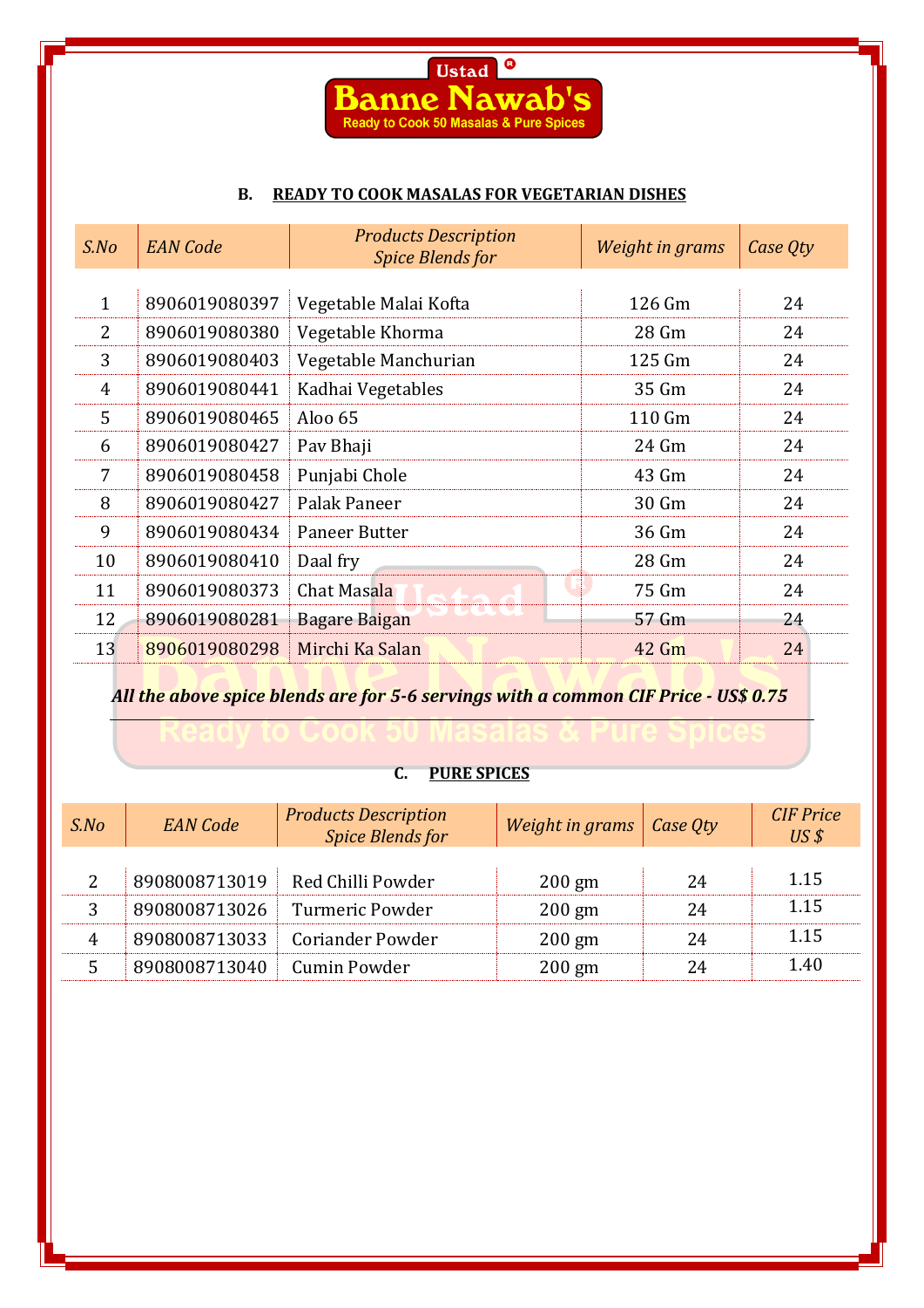Ustad

# Banne Nawab's

Ready to Cook 50 Masalas & Pure Spices

### B. READY TO COOK MASALAS FOR VEGETARIAN DISHES

| S.No | EAN Code | Products Description Spice Blends for | Weight in grams | Case Qty |
|---|---|---|---|---|
| 1 | 8906019080397 | Vegetable Malai Kofta | 126 Gm | 24 |
| 2 | 8906019080380 | Vegetable Khorma | 28 Gm | 24 |
| 3 | 8906019080403 | Vegetable Manchurian | 125 Gm | 24 |
| 4 | 8906019080441 | Kadhai Vegetables | 35 Gm | 24 |
| 5 | 8906019080465 | Aloo 65 | 110 Gm | 24 |
| 6 | 8906019080427 | Pav Bhaji | 24 Gm | 24 |
| 7 | 8906019080458 | Punjabi Chole | 43 Gm | 24 |
| 8 | 8906019080427 | Palak Paneer | 30 Gm | 24 |
| 9 | 8906019080434 | Paneer Butter | 36 Gm | 24 |
| 10 | 8906019080410 | Daal fry | 28 Gm | 24 |
| 11 | 8906019080373 | Chat Masala | 75 Gm | 24 |
| 12 | 8906019080281 | Bagare Baigan | 57 Gm | 24 |
| 13 | 8906019080298 | Mirchi Ka Salan | 42 Gm | 24 |

***All the above spice blends are for 5-6 servings with a common CIF Price - US$ 0.75***

### C. PURE SPICES

| S.No | EAN Code | Products Description Spice Blends for | Weight in grams | Case Qty | CIF Price US $ |
|---|---|---|---|---|---|
| 2 | 8908008713019 | Red Chilli Powder | 200 gm | 24 | 1.15 |
| 3 | 8908008713026 | Turmeric Powder | 200 gm | 24 | 1.15 |
| 4 | 8908008713033 | Coriander Powder | 200 gm | 24 | 1.15 |
| 5 | 8908008713040 | Cumin Powder | 200 gm | 24 | 1.40 |